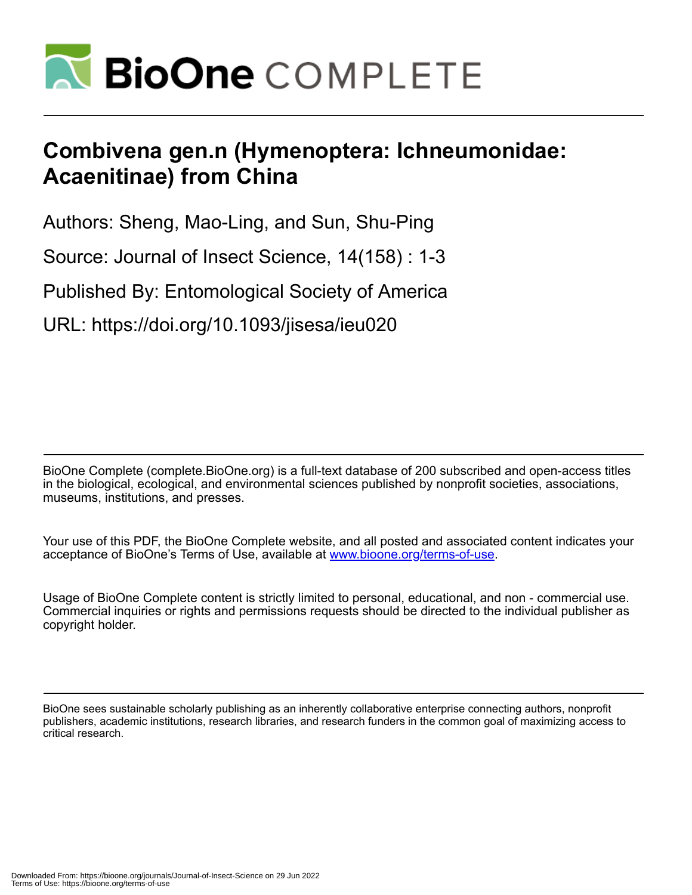# Combivena gen.n (Hymenoptera: Ichneumonidae: Acaenitinae) from China

Authors: Sheng, Mao-Ling, and Sun, Shu-Ping

Source: Journal of Insect Science, 14(158) : 1-3

Published By: Entomological Society of America

URL: https://doi.org/10.1093/jisesa/ieu020

BioOne Complete (complete.BioOne.org) is a full-text database of 200 subscribed and open-access titles in the biological, ecological, and environmental sciences published by nonprofit societies, associations, museums, institutions, and presses.

Your use of this PDF, the BioOne Complete website, and all posted and associated content indicates your acceptance of BioOne's Terms of Use, available at www.bioone.org/terms-of-use.

Usage of BioOne Complete content is strictly limited to personal, educational, and non - commercial use. Commercial inquiries or rights and permissions requests should be directed to the individual publisher as copyright holder.

BioOne sees sustainable scholarly publishing as an inherently collaborative enterprise connecting authors, nonprofit publishers, academic institutions, research libraries, and research funders in the common goal of maximizing access to critical research.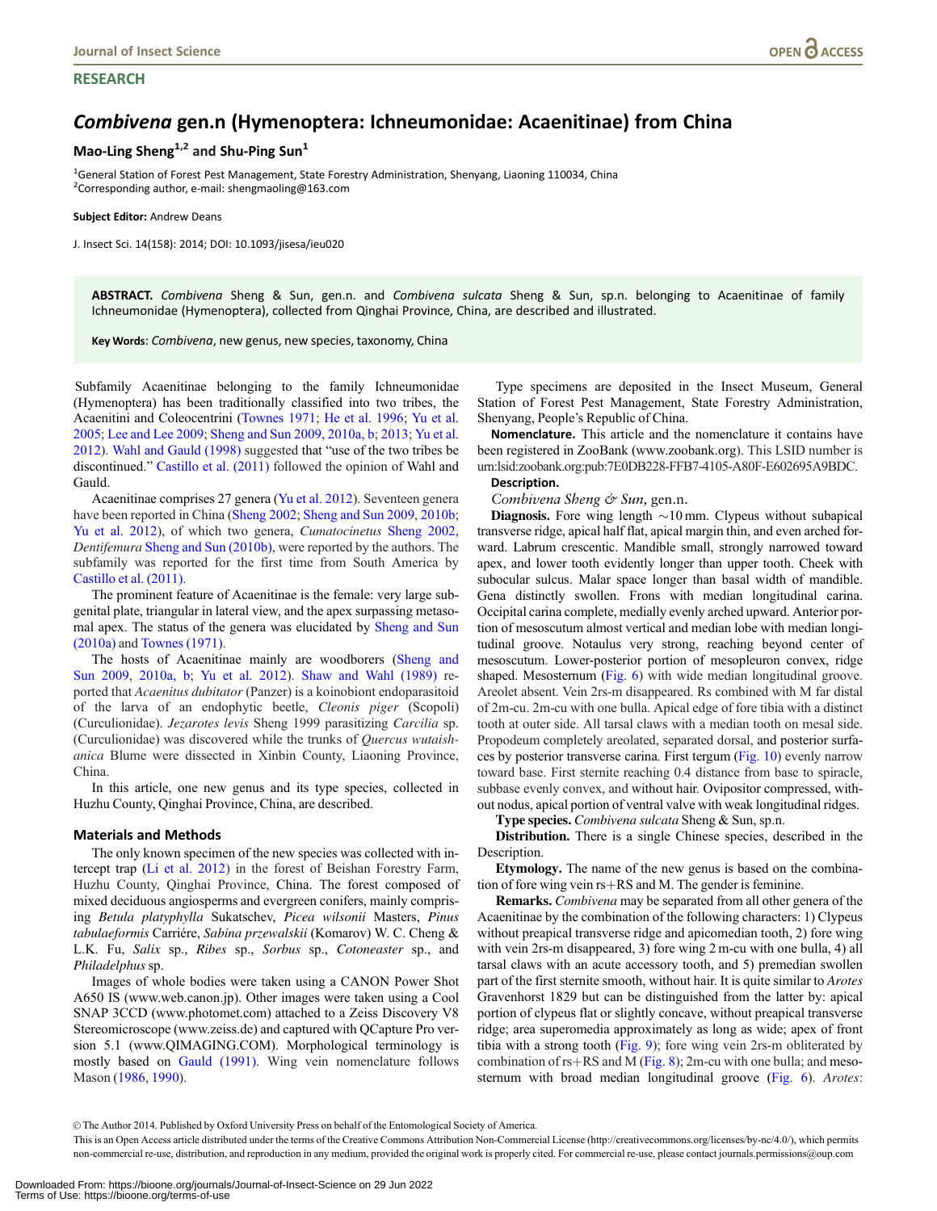## RESEARCH

# *Combivena* gen.n (Hymenoptera: Ichneumonidae: Acaenitinae) from China

**Mao-Ling Sheng[1,2] and Shu-Ping Sun[1]**

[1]General Station of Forest Pest Management, State Forestry Administration, Shenyang, Liaoning 110034, China
[2]Corresponding author, e-mail: shengmaoling@163.com

**Subject Editor:** Andrew Deans

J. Insect Sci. 14(158): 2014; DOI: 10.1093/jisesa/ieu020

**ABSTRACT.** *Combivena* Sheng & Sun, gen.n. and *Combivena sulcata* Sheng & Sun, sp.n. belonging to Acaenitinae of family Ichneumonidae (Hymenoptera), collected from Qinghai Province, China, are described and illustrated.

**Key Words**: *Combivena*, new genus, new species, taxonomy, China

Subfamily Acaenitinae belonging to the family Ichneumonidae (Hymenoptera) has been traditionally classified into two tribes, the Acaenitini and Coleocentrini (Townes 1971; He et al. 1996; Yu et al. 2005; Lee and Lee 2009; Sheng and Sun 2009, 2010a, b; 2013; Yu et al. 2012). Wahl and Gauld (1998) suggested that "use of the two tribes be discontinued." Castillo et al. (2011) followed the opinion of Wahl and Gauld.

Acaenitinae comprises 27 genera (Yu et al. 2012). Seventeen genera have been reported in China (Sheng 2002; Sheng and Sun 2009, 2010b; Yu et al. 2012), of which two genera, *Cumatocinetus* Sheng 2002, *Dentifemura* Sheng and Sun (2010b), were reported by the authors. The subfamily was reported for the first time from South America by Castillo et al. (2011).

The prominent feature of Acaenitinae is the female: very large subgenital plate, triangular in lateral view, and the apex surpassing metasomal apex. The status of the genera was elucidated by Sheng and Sun (2010a) and Townes (1971).

The hosts of Acaenitinae mainly are woodborers (Sheng and Sun 2009, 2010a, b; Yu et al. 2012). Shaw and Wahl (1989) reported that *Acaenitus dubitator* (Panzer) is a koinobiont endoparasitoid of the larva of an endophytic beetle, *Cleonis piger* (Scopoli) (Curculionidae). *Jezarotes levis* Sheng 1999 parasitizing *Carcilia* sp. (Curculionidae) was discovered while the trunks of *Quercus wutaishanica* Blume were dissected in Xinbin County, Liaoning Province, China.

In this article, one new genus and its type species, collected in Huzhu County, Qinghai Province, China, are described.

## Materials and Methods

The only known specimen of the new species was collected with intercept trap (Li et al. 2012) in the forest of Beishan Forestry Farm, Huzhu County, Qinghai Province, China. The forest composed of mixed deciduous angiosperms and evergreen conifers, mainly comprising *Betula platyphylla* Sukatschev, *Picea wilsonii* Masters, *Pinus tabulaeformis* Carriére, *Sabina przewalskii* (Komarov) W. C. Cheng & L.K. Fu, *Salix* sp., *Ribes* sp., *Sorbus* sp., *Cotoneaster* sp., and *Philadelphus* sp.

Images of whole bodies were taken using a CANON Power Shot A650 IS (www.web.canon.jp). Other images were taken using a Cool SNAP 3CCD (www.photomet.com) attached to a Zeiss Discovery V8 Stereomicroscope (www.zeiss.de) and captured with QCapture Pro version 5.1 (www.QIMAGING.COM). Morphological terminology is mostly based on Gauld (1991). Wing vein nomenclature follows Mason (1986, 1990).

Type specimens are deposited in the Insect Museum, General Station of Forest Pest Management, State Forestry Administration, Shenyang, People's Republic of China.

**Nomenclature.** This article and the nomenclature it contains have been registered in ZooBank (www.zoobank.org). This LSID number is urn:lsid:zoobank.org:pub:7E0DB228-FFB7-4105-A80F-E602695A9BDC.

**Description.**

*Combivena Sheng & Sun,* gen.n.

**Diagnosis.** Fore wing length ~10 mm. Clypeus without subapical transverse ridge, apical half flat, apical margin thin, and even arched forward. Labrum crescentic. Mandible small, strongly narrowed toward apex, and lower tooth evidently longer than upper tooth. Cheek with subocular sulcus. Malar space longer than basal width of mandible. Gena distinctly swollen. Frons with median longitudinal carina. Occipital carina complete, medially evenly arched upward. Anterior portion of mesoscutum almost vertical and median lobe with median longitudinal groove. Notaulus very strong, reaching beyond center of mesoscutum. Lower-posterior portion of mesopleuron convex, ridge shaped. Mesosternum (Fig. 6) with wide median longitudinal groove. Areolet absent. Vein 2rs-m disappeared. Rs combined with M far distal of 2m-cu. 2m-cu with one bulla. Apical edge of fore tibia with a distinct tooth at outer side. All tarsal claws with a median tooth on mesal side. Propodeum completely areolated, separated dorsal, and posterior surfaces by posterior transverse carina. First tergum (Fig. 10) evenly narrow toward base. First sternite reaching 0.4 distance from base to spiracle, subbase evenly convex, and without hair. Ovipositor compressed, without nodus, apical portion of ventral valve with weak longitudinal ridges.

**Type species.** *Combivena sulcata* Sheng & Sun, sp.n.

**Distribution.** There is a single Chinese species, described in the Description.

**Etymology.** The name of the new genus is based on the combination of fore wing vein rs+RS and M. The gender is feminine.

**Remarks.** *Combivena* may be separated from all other genera of the Acaenitinae by the combination of the following characters: 1) Clypeus without preapical transverse ridge and apicomedian tooth, 2) fore wing with vein 2rs-m disappeared, 3) fore wing 2 m-cu with one bulla, 4) all tarsal claws with an acute accessory tooth, and 5) premedian swollen part of the first sternite smooth, without hair. It is quite similar to *Arotes* Gravenhorst 1829 but can be distinguished from the latter by: apical portion of clypeus flat or slightly concave, without preapical transverse ridge; area superomedia approximately as long as wide; apex of front tibia with a strong tooth (Fig. 9); fore wing vein 2rs-m obliterated by combination of rs+RS and M (Fig. 8); 2m-cu with one bulla; and mesosternum with broad median longitudinal groove (Fig. 6). *Arotes*:

© The Author 2014. Published by Oxford University Press on behalf of the Entomological Society of America.
This is an Open Access article distributed under the terms of the Creative Commons Attribution Non-Commercial License (http://creativecommons.org/licenses/by-nc/4.0/), which permits non-commercial re-use, distribution, and reproduction in any medium, provided the original work is properly cited. For commercial re-use, please contact journals.permissions@oup.com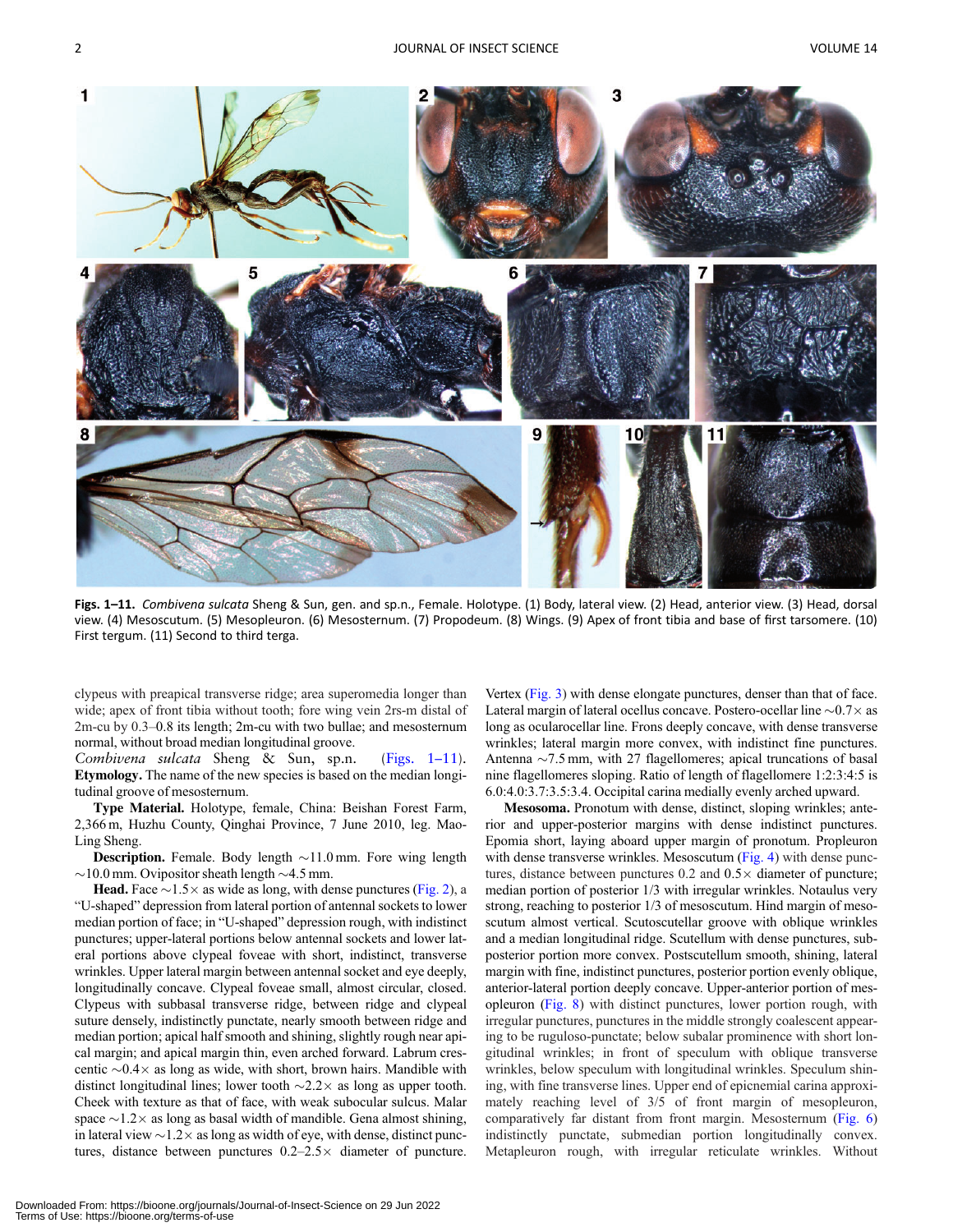**Figs. 1–11.** *Combivena sulcata* Sheng & Sun, gen. and sp.n., Female. Holotype. (1) Body, lateral view. (2) Head, anterior view. (3) Head, dorsal view. (4) Mesoscutum. (5) Mesopleuron. (6) Mesosternum. (7) Propodeum. (8) Wings. (9) Apex of front tibia and base of first tarsomere. (10) First tergum. (11) Second to third terga.

clypeus with preapical transverse ridge; area superomedia longer than wide; apex of front tibia without tooth; fore wing vein 2rs-m distal of 2m-cu by 0.3–0.8 its length; 2m-cu with two bullae; and mesosternum normal, without broad median longitudinal groove.

*Combivena sulcata* Sheng & Sun, sp.n. (Figs. 1–11).

**Etymology.** The name of the new species is based on the median longitudinal groove of mesosternum.

**Type Material.** Holotype, female, China: Beishan Forest Farm, 2,366 m, Huzhu County, Qinghai Province, 7 June 2010, leg. Mao-Ling Sheng.

**Description.** Female. Body length ~11.0 mm. Fore wing length ~10.0 mm. Ovipositor sheath length ~4.5 mm.

**Head.** Face ~1.5× as wide as long, with dense punctures (Fig. 2), a "U-shaped" depression from lateral portion of antennal sockets to lower median portion of face; in "U-shaped" depression rough, with indistinct punctures; upper-lateral portions below antennal sockets and lower lateral portions above clypeal foveae with short, indistinct, transverse wrinkles. Upper lateral margin between antennal socket and eye deeply, longitudinally concave. Clypeal foveae small, almost circular, closed. Clypeus with subbasal transverse ridge, between ridge and clypeal suture densely, indistinctly punctate, nearly smooth between ridge and median portion; apical half smooth and shining, slightly rough near apical margin; and apical margin thin, even arched forward. Labrum crescentic ~0.4× as long as wide, with short, brown hairs. Mandible with distinct longitudinal lines; lower tooth ~2.2× as long as upper tooth. Cheek with texture as that of face, with weak subocular sulcus. Malar space ~1.2× as long as basal width of mandible. Gena almost shining, in lateral view ~1.2× as long as width of eye, with dense, distinct punctures, distance between punctures 0.2–2.5× diameter of puncture. Vertex (Fig. 3) with dense elongate punctures, denser than that of face. Lateral margin of lateral ocellus concave. Postero-ocellar line ~0.7× as long as ocularocellar line. Frons deeply concave, with dense transverse wrinkles; lateral margin more convex, with indistinct fine punctures. Antenna ~7.5 mm, with 27 flagellomeres; apical truncations of basal nine flagellomeres sloping. Ratio of length of flagellomere 1:2:3:4:5 is 6.0:4.0:3.7:3.5:3.4. Occipital carina medially evenly arched upward.

**Mesosoma.** Pronotum with dense, distinct, sloping wrinkles; anterior and upper-posterior margins with dense indistinct punctures. Epomia short, laying aboard upper margin of pronotum. Propleuron with dense transverse wrinkles. Mesoscutum (Fig. 4) with dense punctures, distance between punctures 0.2 and 0.5× diameter of puncture; median portion of posterior 1/3 with irregular wrinkles. Notaulus very strong, reaching to posterior 1/3 of mesoscutum. Hind margin of mesoscutum almost vertical. Scutoscutellar groove with oblique wrinkles and a median longitudinal ridge. Scutellum with dense punctures, subposterior portion more convex. Postscutellum smooth, shining, lateral margin with fine, indistinct punctures, posterior portion evenly oblique, anterior-lateral portion deeply concave. Upper-anterior portion of mesopleuron (Fig. 8) with distinct punctures, lower portion rough, with irregular punctures, punctures in the middle strongly coalescent appearing to be ruguloso-punctate; below subalar prominence with short longitudinal wrinkles; in front of speculum with oblique transverse wrinkles, below speculum with longitudinal wrinkles. Speculum shining, with fine transverse lines. Upper end of epicnemial carina approximately reaching level of 3/5 of front margin of mesopleuron, comparatively far distant from front margin. Mesosternum (Fig. 6) indistinctly punctate, submedian portion longitudinally convex. Metapleuron rough, with irregular reticulate wrinkles. Without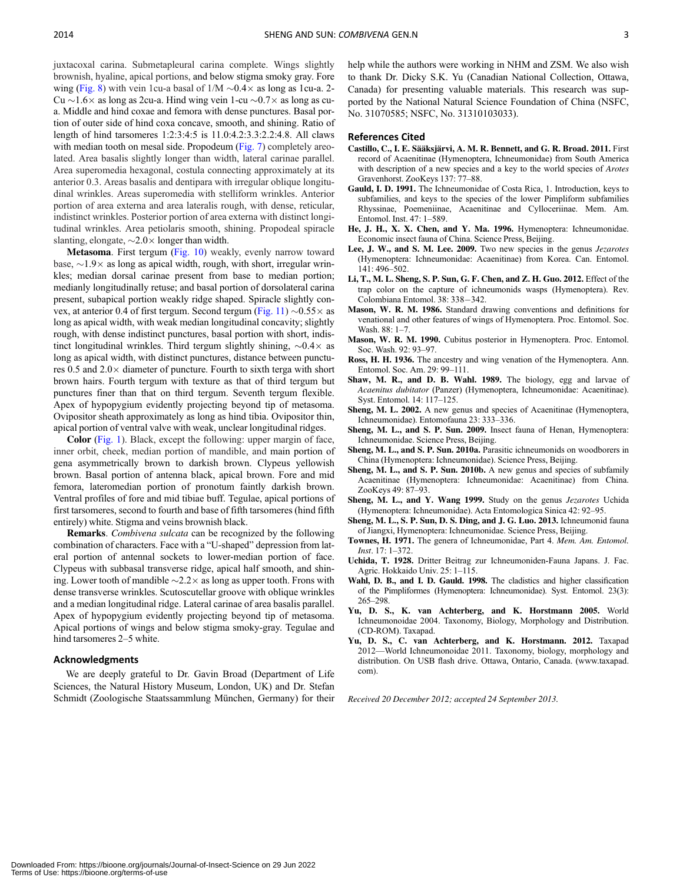juxtacoxal carina. Submetapleural carina complete. Wings slightly brownish, hyaline, apical portions, and below stigma smoky gray. Fore wing (Fig. 8) with vein 1cu-a basal of 1/M ~0.4× as long as 1cu-a. 2-Cu ~1.6× as long as 2cu-a. Hind wing vein 1-cu ~0.7× as long as cu-a. Middle and hind coxae and femora with dense punctures. Basal portion of outer side of hind coxa concave, smooth, and shining. Ratio of length of hind tarsomeres 1:2:3:4:5 is 11.0:4.2:3.3:2.2:4.8. All claws with median tooth on mesal side. Propodeum (Fig. 7) completely areolated. Area basalis slightly longer than width, lateral carinae parallel. Area superomedia hexagonal, costula connecting approximately at its anterior 0.3. Areas basalis and dentipara with irregular oblique longitudinal wrinkles. Areas superomedia with stelliform wrinkles. Anterior portion of area externa and area lateralis rough, with dense, reticular, indistinct wrinkles. Posterior portion of area externa with distinct longitudinal wrinkles. Area petiolaris smooth, shining. Propodeal spiracle slanting, elongate, ~2.0× longer than width.

**Metasoma**. First tergum (Fig. 10) weakly, evenly narrow toward base, ~1.9× as long as apical width, rough, with short, irregular wrinkles; median dorsal carinae present from base to median portion; medianly longitudinally retuse; and basal portion of dorsolateral carina present, subapical portion weakly ridge shaped. Spiracle slightly convex, at anterior 0.4 of first tergum. Second tergum (Fig. 11) ~0.55× as long as apical width, with weak median longitudinal concavity; slightly rough, with dense indistinct punctures, basal portion with short, indistinct longitudinal wrinkles. Third tergum slightly shining, ~0.4× as long as apical width, with distinct punctures, distance between punctures 0.5 and 2.0× diameter of puncture. Fourth to sixth terga with short brown hairs. Fourth tergum with texture as that of third tergum but punctures finer than that on third tergum. Seventh tergum flexible. Apex of hypopygium evidently projecting beyond tip of metasoma. Ovipositor sheath approximately as long as hind tibia. Ovipositor thin, apical portion of ventral valve with weak, unclear longitudinal ridges.

**Color** (Fig. 1). Black, except the following: upper margin of face, inner orbit, cheek, median portion of mandible, and main portion of gena asymmetrically brown to darkish brown. Clypeus yellowish brown. Basal portion of antenna black, apical brown. Fore and mid femora, lateromedian portion of pronotum faintly darkish brown. Ventral profiles of fore and mid tibiae buff. Tegulae, apical portions of first tarsomeres, second to fourth and base of fifth tarsomeres (hind fifth entirely) white. Stigma and veins brownish black.

**Remarks**. *Combivena sulcata* can be recognized by the following combination of characters. Face with a "U-shaped" depression from lateral portion of antennal sockets to lower-median portion of face. Clypeus with subbasal transverse ridge, apical half smooth, and shining. Lower tooth of mandible ~2.2× as long as upper tooth. Frons with dense transverse wrinkles. Scutoscutellar groove with oblique wrinkles and a median longitudinal ridge. Lateral carinae of area basalis parallel. Apex of hypopygium evidently projecting beyond tip of metasoma. Apical portions of wings and below stigma smoky-gray. Tegulae and hind tarsomeres 2–5 white.

## Acknowledgments

We are deeply grateful to Dr. Gavin Broad (Department of Life Sciences, the Natural History Museum, London, UK) and Dr. Stefan Schmidt (Zoologische Staatssammlung München, Germany) for their help while the authors were working in NHM and ZSM. We also wish to thank Dr. Dicky S.K. Yu (Canadian National Collection, Ottawa, Canada) for presenting valuable materials. This research was supported by the National Natural Science Foundation of China (NSFC, No. 31070585; NSFC, No. 31310103033).

## References Cited

**Castillo, C., I. E. Sääksjärvi, A. M. R. Bennett, and G. R. Broad. 2011.** First record of Acaenitinae (Hymenoptera, Ichneumonidae) from South America with description of a new species and a key to the world species of *Arotes* Gravenhorst. ZooKeys 137: 77–88.

**Gauld, I. D. 1991.** The Ichneumonidae of Costa Rica, 1. Introduction, keys to subfamilies, and keys to the species of the lower Pimpliform subfamilies Rhyssinae, Poemeniinae, Acaenitinae and Cylloceriinae. Mem. Am. Entomol. Inst. 47: 1–589.

**He, J. H., X. X. Chen, and Y. Ma. 1996.** Hymenoptera: Ichneumonidae. Economic insect fauna of China. Science Press, Beijing.

**Lee, J. W., and S. M. Lee. 2009.** Two new species in the genus *Jezarotes* (Hymenoptera: Ichneumonidae: Acaenitinae) from Korea. Can. Entomol. 141: 496–502.

**Li, T., M. L. Sheng, S. P. Sun, G. F. Chen, and Z. H. Guo. 2012.** Effect of the trap color on the capture of ichneumonids wasps (Hymenoptera). Rev. Colombiana Entomol. 38: 338−342.

**Mason, W. R. M. 1986.** Standard drawing conventions and definitions for venational and other features of wings of Hymenoptera. Proc. Entomol. Soc. Wash. 88: 1–7.

**Mason, W. R. M. 1990.** Cubitus posterior in Hymenoptera. Proc. Entomol. Soc. Wash. 92: 93–97.

**Ross, H. H. 1936.** The ancestry and wing venation of the Hymenoptera. Ann. Entomol. Soc. Am. 29: 99–111.

**Shaw, M. R., and D. B. Wahl. 1989.** The biology, egg and larvae of *Acaenitus dubitator* (Panzer) (Hymenoptera, Ichneumonidae: Acaenitinae). Syst. Entomol. 14: 117–125.

**Sheng, M. L. 2002.** A new genus and species of Acaenitinae (Hymenoptera, Ichneumonidae). Entomofauna 23: 333–336.

**Sheng, M. L., and S. P. Sun. 2009.** Insect fauna of Henan, Hymenoptera: Ichneumonidae. Science Press, Beijing.

**Sheng, M. L., and S. P. Sun. 2010a.** Parasitic ichneumonids on woodborers in China (Hymenoptera: Ichneumonidae). Science Press, Beijing.

**Sheng, M. L., and S. P. Sun. 2010b.** A new genus and species of subfamily Acaenitinae (Hymenoptera: Ichneumonidae: Acaenitinae) from China. ZooKeys 49: 87–93.

**Sheng, M. L., and Y. Wang 1999.** Study on the genus *Jezarotes* Uchida (Hymenoptera: Ichneumonidae). Acta Entomologica Sinica 42: 92–95.

**Sheng, M. L., S. P. Sun, D. S. Ding, and J. G. Luo. 2013.** Ichneumonid fauna of Jiangxi, Hymenoptera: Ichneumonidae. Science Press, Beijing.

**Townes, H. 1971.** The genera of Ichneumonidae, Part 4. *Mem. Am. Entomol. Inst*. 17: 1–372.

**Uchida, T. 1928.** Dritter Beitrag zur Ichneumoniden-Fauna Japans. J. Fac. Agric. Hokkaido Univ. 25: 1–115.

**Wahl, D. B., and I. D. Gauld. 1998.** The cladistics and higher classification of the Pimpliformes (Hymenoptera: Ichneumonidae). Syst. Entomol. 23(3): 265–298.

**Yu, D. S., K. van Achterberg, and K. Horstmann 2005.** World Ichneumonoidae 2004. Taxonomy, Biology, Morphology and Distribution. (CD-ROM). Taxapad.

**Yu, D. S., C. van Achterberg, and K. Horstmann. 2012.** Taxapad 2012—World Ichneumonoidae 2011. Taxonomy, biology, morphology and distribution. On USB flash drive. Ottawa, Ontario, Canada. (www.taxapad.com).

*Received 20 December 2012; accepted 24 September 2013.*